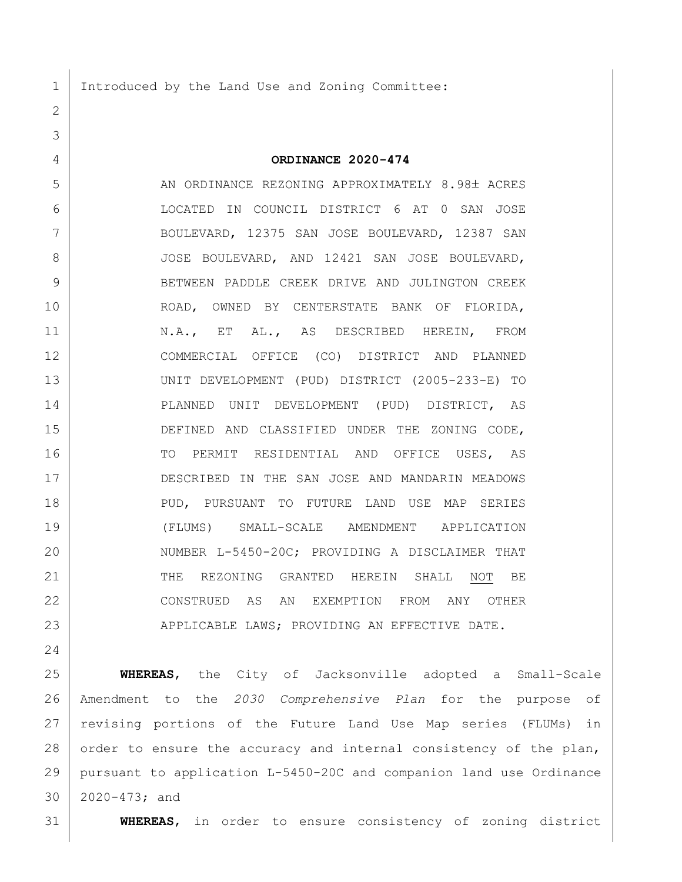Introduced by the Land Use and Zoning Committee:

**ORDINANCE 2020-474**

AN ORDINANCE REZONING APPROXIMATELY 8.98± ACRES LOCATED IN COUNCIL DISTRICT 6 AT 0 SAN JOSE BOULEVARD, 12375 SAN JOSE BOULEVARD, 12387 SAN JOSE BOULEVARD, AND 12421 SAN JOSE BOULEVARD, BETWEEN PADDLE CREEK DRIVE AND JULINGTON CREEK ROAD, OWNED BY CENTERSTATE BANK OF FLORIDA, N.A., ET AL., AS DESCRIBED HEREIN, FROM COMMERCIAL OFFICE (CO) DISTRICT AND PLANNED UNIT DEVELOPMENT (PUD) DISTRICT (2005-233-E) TO PLANNED UNIT DEVELOPMENT (PUD) DISTRICT, AS DEFINED AND CLASSIFIED UNDER THE ZONING CODE, TO PERMIT RESIDENTIAL AND OFFICE USES, AS DESCRIBED IN THE SAN JOSE AND MANDARIN MEADOWS PUD, PURSUANT TO FUTURE LAND USE MAP SERIES (FLUMS) SMALL-SCALE AMENDMENT APPLICATION NUMBER L-5450-20C; PROVIDING A DISCLAIMER THAT THE REZONING GRANTED HEREIN SHALL NOT BE CONSTRUED AS AN EXEMPTION FROM ANY OTHER APPLICABLE LAWS; PROVIDING AN EFFECTIVE DATE.

**WHEREAS**, the City of Jacksonville adopted a Small-Scale Amendment to the *2030 Comprehensive Plan* for the purpose of revising portions of the Future Land Use Map series (FLUMs) in order to ensure the accuracy and internal consistency of the plan, pursuant to application L-5450-20C and companion land use Ordinance 2020-473; and

**WHEREAS**, in order to ensure consistency of zoning district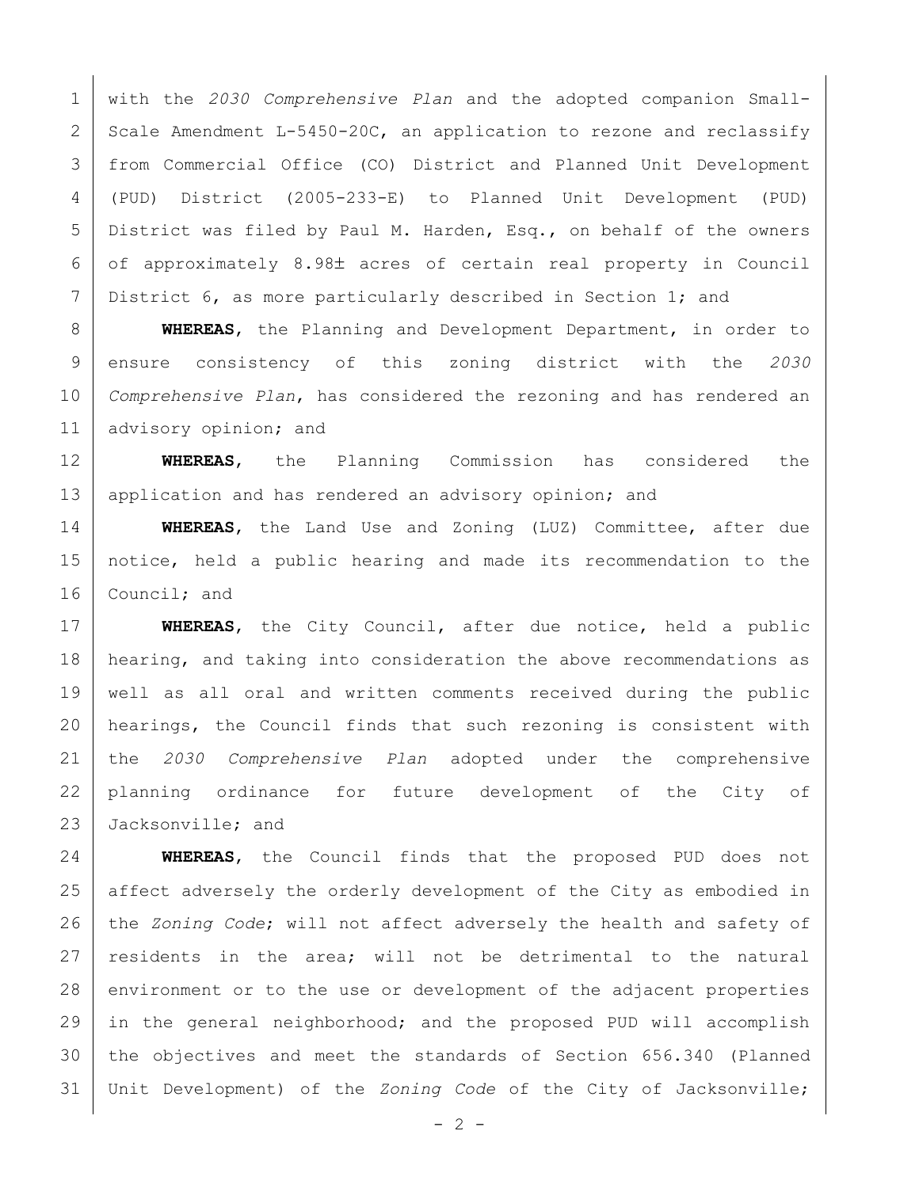with the *2030 Comprehensive Plan* and the adopted companion Small-Scale Amendment L-5450-20C, an application to rezone and reclassify from Commercial Office (CO) District and Planned Unit Development (PUD) District (2005-233-E) to Planned Unit Development (PUD) District was filed by Paul M. Harden, Esq., on behalf of the owners of approximately 8.98± acres of certain real property in Council District 6, as more particularly described in Section 1; and

**WHEREAS**, the Planning and Development Department, in order to ensure consistency of this zoning district with the *2030 Comprehensive Plan*, has considered the rezoning and has rendered an advisory opinion; and

**WHEREAS**, the Planning Commission has considered the application and has rendered an advisory opinion; and

**WHEREAS**, the Land Use and Zoning (LUZ) Committee, after due notice, held a public hearing and made its recommendation to the Council; and

**WHEREAS**, the City Council, after due notice, held a public hearing, and taking into consideration the above recommendations as well as all oral and written comments received during the public hearings, the Council finds that such rezoning is consistent with the *2030 Comprehensive Plan* adopted under the comprehensive planning ordinance for future development of the City of Jacksonville; and

**WHEREAS**, the Council finds that the proposed PUD does not affect adversely the orderly development of the City as embodied in the *Zoning Code*; will not affect adversely the health and safety of residents in the area; will not be detrimental to the natural environment or to the use or development of the adjacent properties in the general neighborhood; and the proposed PUD will accomplish the objectives and meet the standards of Section 656.340 (Planned Unit Development) of the *Zoning Code* of the City of Jacksonville;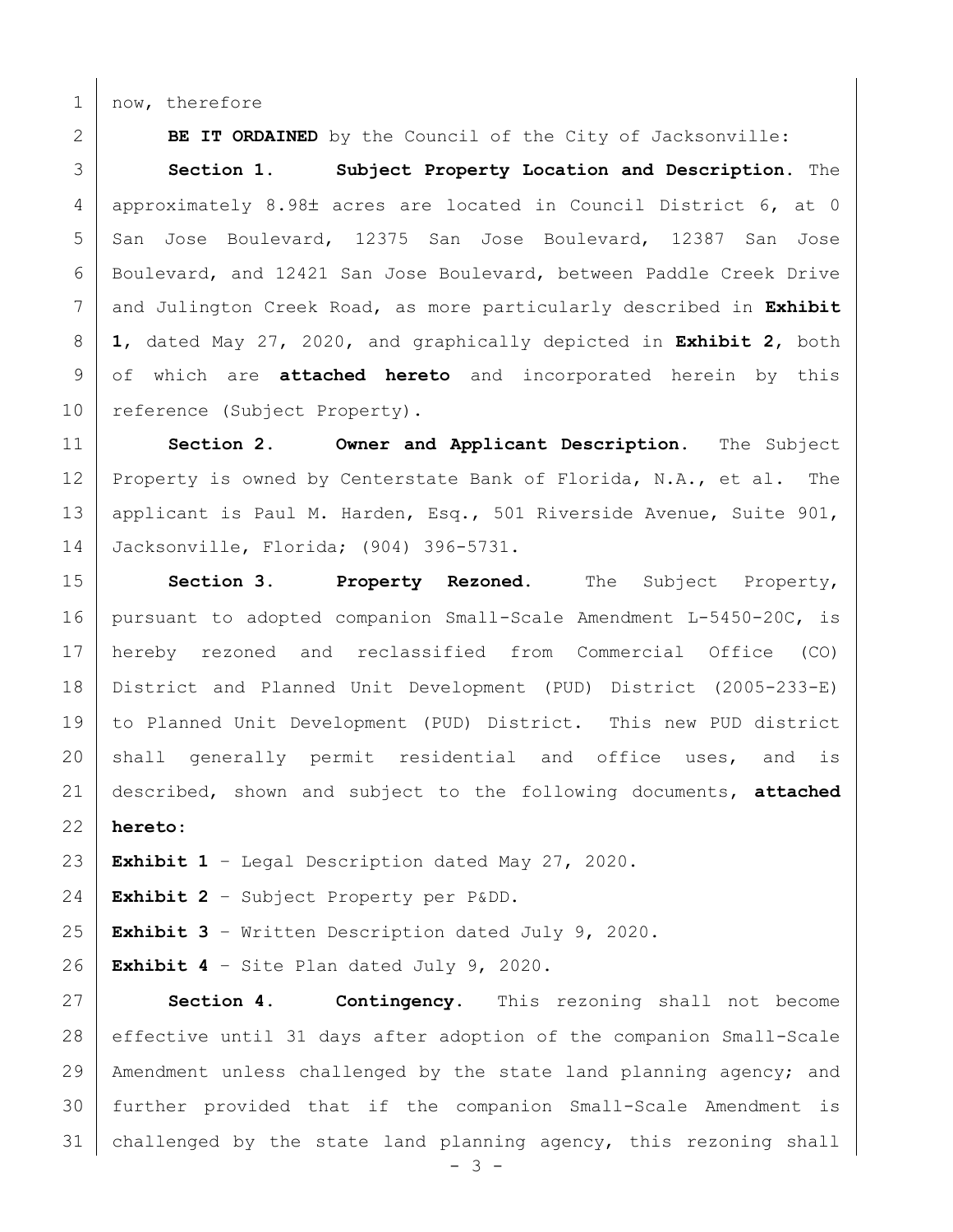now, therefore

**BE IT ORDAINED** by the Council of the City of Jacksonville:

**Section 1. Subject Property Location and Description.** The approximately 8.98± acres are located in Council District 6, at 0 San Jose Boulevard, 12375 San Jose Boulevard, 12387 San Jose Boulevard, and 12421 San Jose Boulevard, between Paddle Creek Drive and Julington Creek Road, as more particularly described in **Exhibit 1**, dated May 27, 2020, and graphically depicted in **Exhibit 2**, both of which are **attached hereto** and incorporated herein by this reference (Subject Property).

**Section 2. Owner and Applicant Description.** The Subject Property is owned by Centerstate Bank of Florida, N.A., et al. The applicant is Paul M. Harden, Esq., 501 Riverside Avenue, Suite 901, Jacksonville, Florida; (904) 396-5731.

**Section 3. Property Rezoned.** The Subject Property, pursuant to adopted companion Small-Scale Amendment L-5450-20C, is hereby rezoned and reclassified from Commercial Office (CO) District and Planned Unit Development (PUD) District (2005-233-E) to Planned Unit Development (PUD) District. This new PUD district shall generally permit residential and office uses, and is described, shown and subject to the following documents, **attached hereto**:

**Exhibit 1** – Legal Description dated May 27, 2020.

**Exhibit 2** – Subject Property per P&DD.

**Exhibit 3** – Written Description dated July 9, 2020.

**Exhibit 4** – Site Plan dated July 9, 2020.

**Section 4. Contingency.** This rezoning shall not become effective until 31 days after adoption of the companion Small-Scale Amendment unless challenged by the state land planning agency; and further provided that if the companion Small-Scale Amendment is challenged by the state land planning agency, this rezoning shall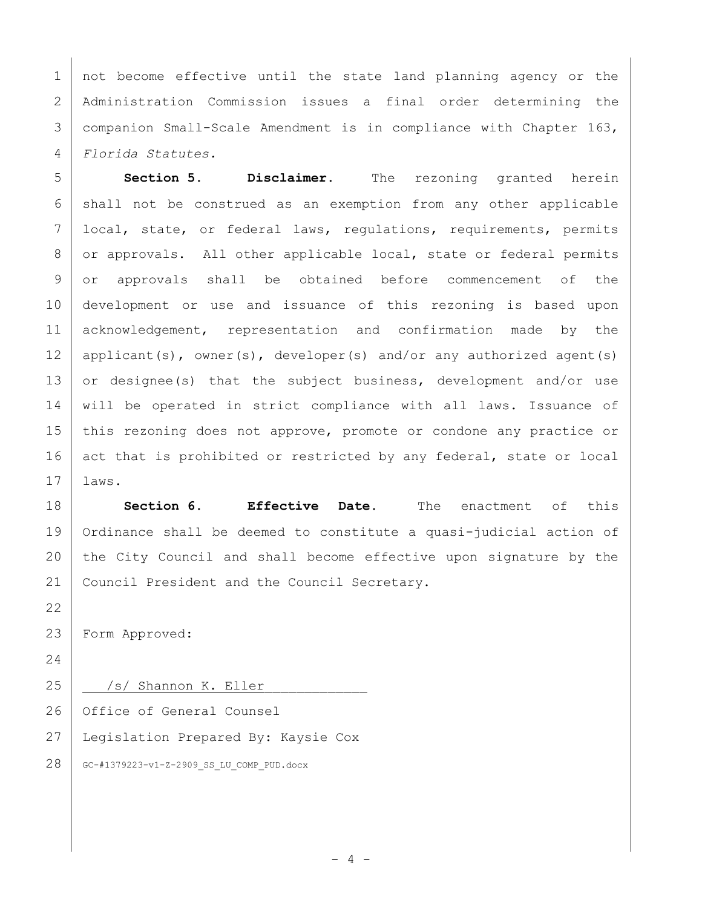not become effective until the state land planning agency or the Administration Commission issues a final order determining the companion Small-Scale Amendment is in compliance with Chapter 163, *Florida Statutes.*

**Section 5. Disclaimer.** The rezoning granted herein shall not be construed as an exemption from any other applicable local, state, or federal laws, regulations, requirements, permits or approvals. All other applicable local, state or federal permits or approvals shall be obtained before commencement of the development or use and issuance of this rezoning is based upon acknowledgement, representation and confirmation made by the applicant(s), owner(s), developer(s) and/or any authorized agent(s) or designee(s) that the subject business, development and/or use will be operated in strict compliance with all laws. Issuance of this rezoning does not approve, promote or condone any practice or act that is prohibited or restricted by any federal, state or local laws.

**Section 6. Effective Date.** The enactment of this Ordinance shall be deemed to constitute a quasi-judicial action of the City Council and shall become effective upon signature by the Council President and the Council Secretary.

Form Approved:

/s/ Shannon K. Eller

Office of General Counsel

Legislation Prepared By: Kaysie Cox

GC-#1379223-v1-Z-2909_SS_LU_COMP_PUD.docx